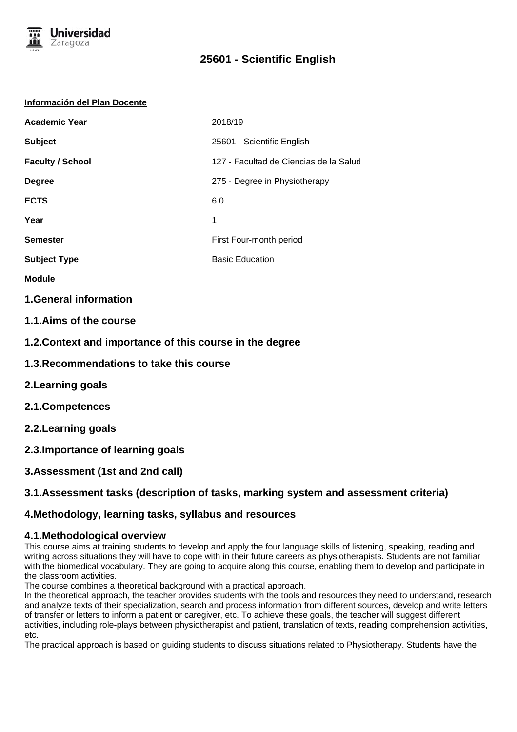# 25601 - Scientific English

**Información del Plan Docente**

| | |
|---|---|
| **Academic Year** | 2018/19 |
| **Subject** | 25601 - Scientific English |
| **Faculty / School** | 127 - Facultad de Ciencias de la Salud |
| **Degree** | 275 - Degree in Physiotherapy |
| **ECTS** | 6.0 |
| **Year** | 1 |
| **Semester** | First Four-month period |
| **Subject Type** | Basic Education |
| **Module** | |

## 1.General information

## 1.1.Aims of the course

## 1.2.Context and importance of this course in the degree

## 1.3.Recommendations to take this course

## 2.Learning goals

## 2.1.Competences

## 2.2.Learning goals

## 2.3.Importance of learning goals

## 3.Assessment (1st and 2nd call)

## 3.1.Assessment tasks (description of tasks, marking system and assessment criteria)

## 4.Methodology, learning tasks, syllabus and resources

### 4.1.Methodological overview

This course aims at training students to develop and apply the four language skills of listening, speaking, reading and writing across situations they will have to cope with in their future careers as physiotherapists. Students are not familiar with the biomedical vocabulary. They are going to acquire along this course, enabling them to develop and participate in the classroom activities.

The course combines a theoretical background with a practical approach.

In the theoretical approach, the teacher provides students with the tools and resources they need to understand, research and analyze texts of their specialization, search and process information from different sources, develop and write letters of transfer or letters to inform a patient or caregiver, etc. To achieve these goals, the teacher will suggest different activities, including role-plays between physiotherapist and patient, translation of texts, reading comprehension activities, etc.

The practical approach is based on guiding students to discuss situations related to Physiotherapy. Students have the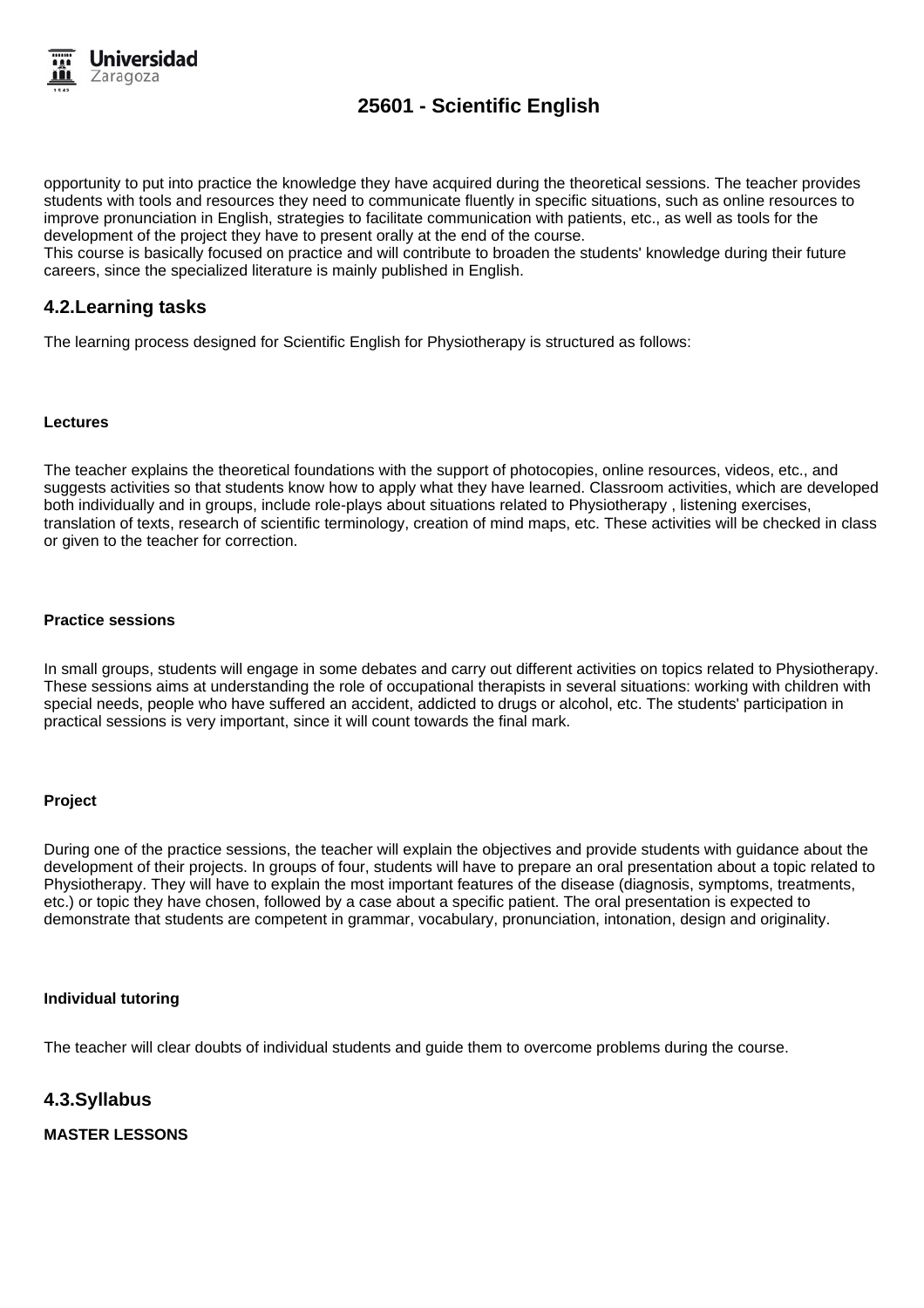opportunity to put into practice the knowledge they have acquired during the theoretical sessions. The teacher provides students with tools and resources they need to communicate fluently in specific situations, such as online resources to improve pronunciation in English, strategies to facilitate communication with patients, etc., as well as tools for the development of the project they have to present orally at the end of the course.
This course is basically focused on practice and will contribute to broaden the students' knowledge during their future careers, since the specialized literature is mainly published in English.

## 4.2.Learning tasks

The learning process designed for Scientific English for Physiotherapy is structured as follows:

**Lectures**

The teacher explains the theoretical foundations with the support of photocopies, online resources, videos, etc., and suggests activities so that students know how to apply what they have learned. Classroom activities, which are developed both individually and in groups, include role-plays about situations related to Physiotherapy , listening exercises, translation of texts, research of scientific terminology, creation of mind maps, etc. These activities will be checked in class or given to the teacher for correction.

**Practice sessions**

In small groups, students will engage in some debates and carry out different activities on topics related to Physiotherapy. These sessions aims at understanding the role of occupational therapists in several situations: working with children with special needs, people who have suffered an accident, addicted to drugs or alcohol, etc. The students' participation in practical sessions is very important, since it will count towards the final mark.

**Project**

During one of the practice sessions, the teacher will explain the objectives and provide students with guidance about the development of their projects. In groups of four, students will have to prepare an oral presentation about a topic related to Physiotherapy. They will have to explain the most important features of the disease (diagnosis, symptoms, treatments, etc.) or topic they have chosen, followed by a case about a specific patient. The oral presentation is expected to demonstrate that students are competent in grammar, vocabulary, pronunciation, intonation, design and originality.

**Individual tutoring**

The teacher will clear doubts of individual students and guide them to overcome problems during the course.

## 4.3.Syllabus

**MASTER LESSONS**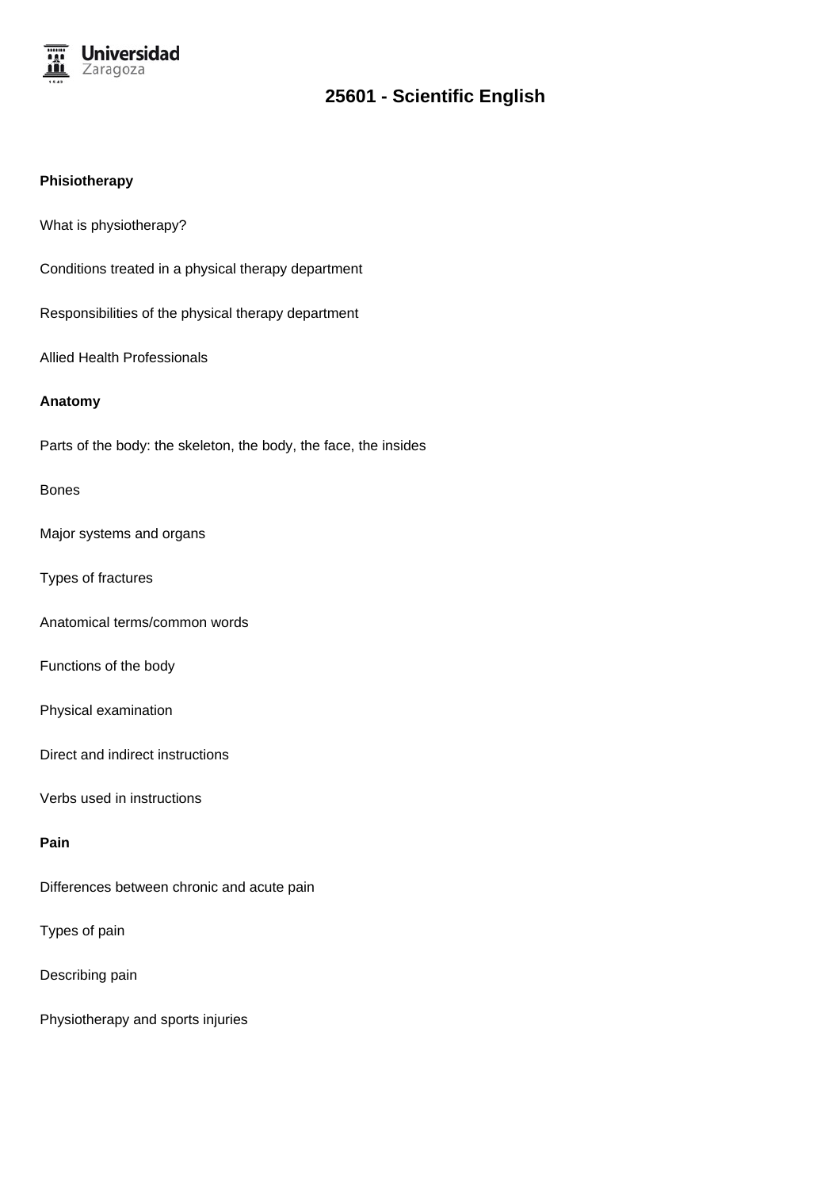**Phisiotherapy**

What is physiotherapy?

Conditions treated in a physical therapy department

Responsibilities of the physical therapy department

Allied Health Professionals

**Anatomy**

Parts of the body: the skeleton, the body, the face, the insides

Bones

Major systems and organs

Types of fractures

Anatomical terms/common words

Functions of the body

Physical examination

Direct and indirect instructions

Verbs used in instructions

**Pain**

Differences between chronic and acute pain

Types of pain

Describing pain

Physiotherapy and sports injuries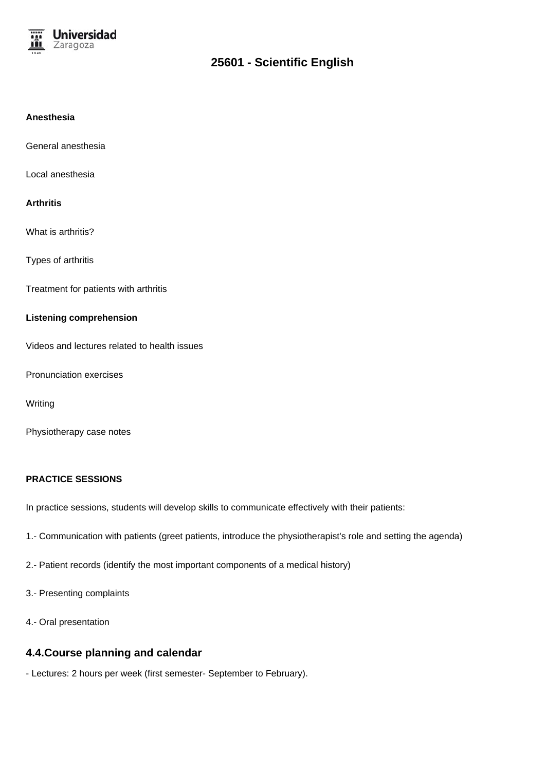**Anesthesia**

General anesthesia

Local anesthesia

**Arthritis**

What is arthritis?

Types of arthritis

Treatment for patients with arthritis

**Listening comprehension**

Videos and lectures related to health issues

Pronunciation exercises

Writing

Physiotherapy case notes

**PRACTICE SESSIONS**

In practice sessions, students will develop skills to communicate effectively with their patients:

1.- Communication with patients (greet patients, introduce the physiotherapist's role and setting the agenda)

2.- Patient records (identify the most important components of a medical history)

3.- Presenting complaints

4.- Oral presentation

## 4.4.Course planning and calendar

- Lectures: 2 hours per week (first semester- September to February).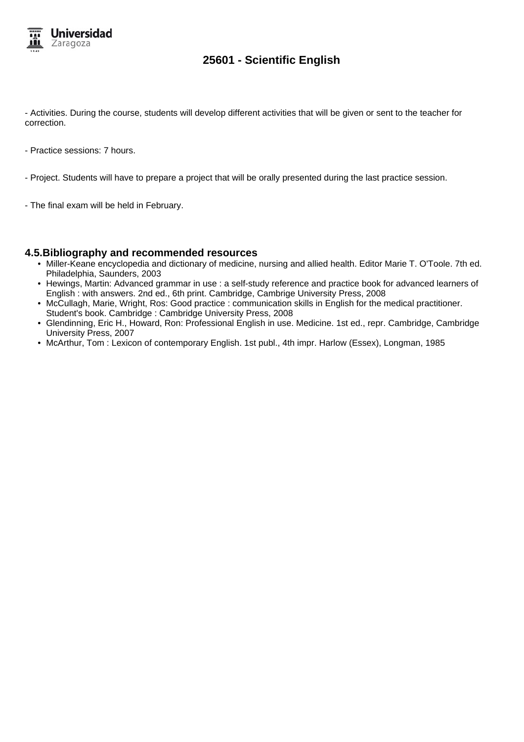- Activities. During the course, students will develop different activities that will be given or sent to the teacher for correction.

- Practice sessions: 7 hours.

- Project. Students will have to prepare a project that will be orally presented during the last practice session.

- The final exam will be held in February.

### 4.5.Bibliography and recommended resources

- Miller-Keane encyclopedia and dictionary of medicine, nursing and allied health. Editor Marie T. O'Toole. 7th ed. Philadelphia, Saunders, 2003
- Hewings, Martin: Advanced grammar in use : a self-study reference and practice book for advanced learners of English : with answers. 2nd ed., 6th print. Cambridge, Cambrige University Press, 2008
- McCullagh, Marie, Wright, Ros: Good practice : communication skills in English for the medical practitioner. Student's book. Cambridge : Cambridge University Press, 2008
- Glendinning, Eric H., Howard, Ron: Professional English in use. Medicine. 1st ed., repr. Cambridge, Cambridge University Press, 2007
- McArthur, Tom : Lexicon of contemporary English. 1st publ., 4th impr. Harlow (Essex), Longman, 1985